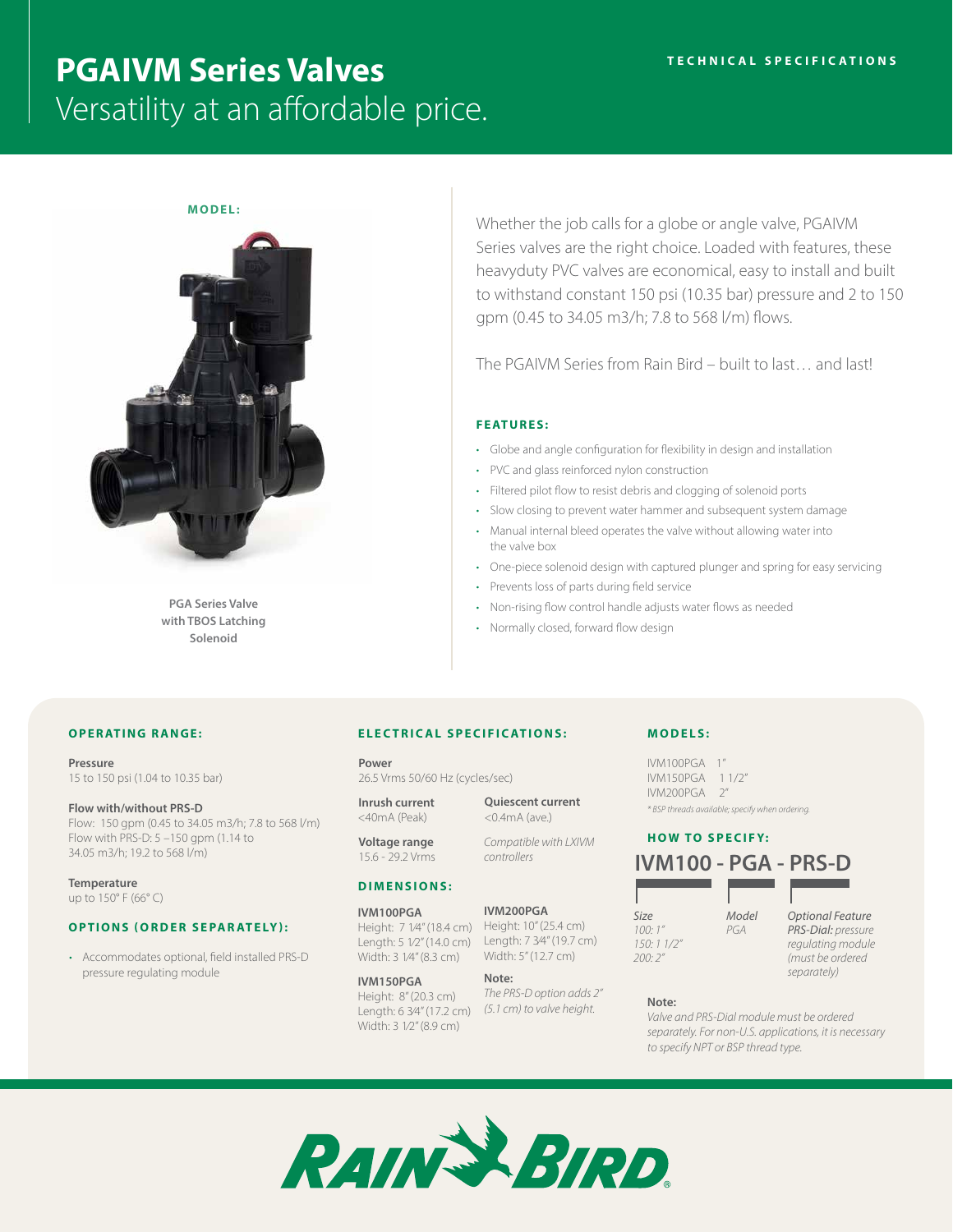# PGAIVM Series Valves

Versatility at an affordable price.

TECHNICAL SPECIFICATIONS

**MODEL:**

**PGA Series Valve with TBOS Latching Solenoid**

Whether the job calls for a globe or angle valve, PGAIVM Series valves are the right choice. Loaded with features, these heavyduty PVC valves are economical, easy to install and built to withstand constant 150 psi (10.35 bar) pressure and 2 to 150 gpm (0.45 to 34.05 m3/h; 7.8 to 568 l/m) flows.

The PGAIVM Series from Rain Bird – built to last… and last!

## FEATURES:

- Globe and angle configuration for flexibility in design and installation
- PVC and glass reinforced nylon construction
- Filtered pilot flow to resist debris and clogging of solenoid ports
- Slow closing to prevent water hammer and subsequent system damage
- Manual internal bleed operates the valve without allowing water into the valve box
- One-piece solenoid design with captured plunger and spring for easy servicing
- Prevents loss of parts during field service
- Non-rising flow control handle adjusts water flows as needed
- Normally closed, forward flow design

## OPERATING RANGE:

**Pressure**
15 to 150 psi (1.04 to 10.35 bar)

**Flow with/without PRS-D**
Flow: 150 gpm (0.45 to 34.05 m3/h; 7.8 to 568 l/m)
Flow with PRS-D: 5 –150 gpm (1.14 to 34.05 m3/h; 19.2 to 568 l/m)

**Temperature**
up to 150° F (66° C)

## OPTIONS (ORDER SEPARATELY):

- Accommodates optional, field installed PRS-D pressure regulating module

## ELECTRICAL SPECIFICATIONS:

**Power**
26.5 Vrms 50/60 Hz (cycles/sec)

**Inrush current**
<40mA (Peak)

**Quiescent current**
<0.4mA (ave.)

**Voltage range**
15.6 - 29.2 Vrms

*Compatible with LXIVM controllers*

## DIMENSIONS:

**IVM100PGA**
Height: 7 1⁄4" (18.4 cm)
Length: 5 1⁄2" (14.0 cm)
Width: 3 1⁄4" (8.3 cm)

**IVM150PGA**
Height: 8" (20.3 cm)
Length: 6 3⁄4" (17.2 cm)
Width: 3 1⁄2" (8.9 cm)

**IVM200PGA**
Height: 10" (25.4 cm)
Length: 7 3⁄4" (19.7 cm)
Width: 5" (12.7 cm)

**Note:**
*The PRS-D option adds 2" (5.1 cm) to valve height.*

## MODELS:

IVM100PGA 1"
IVM150PGA 1 1/2"
IVM200PGA 2"

*\* BSP threads available; specify when ordering.*

## HOW TO SPECIFY:

**IVM100 - PGA - PRS-D**

| *Size* | *Model* | *Optional Feature* |
|---|---|---|
| *100: 1"* | *PGA* | ***PRS-Dial:** pressure regulating module (must be ordered separately)* |
| *150: 1 1/2"* | | |
| *200: 2"* | | |

**Note:**
*Valve and PRS-Dial module must be ordered separately. For non-U.S. applications, it is necessary to specify NPT or BSP thread type.*

RAIN BIRD®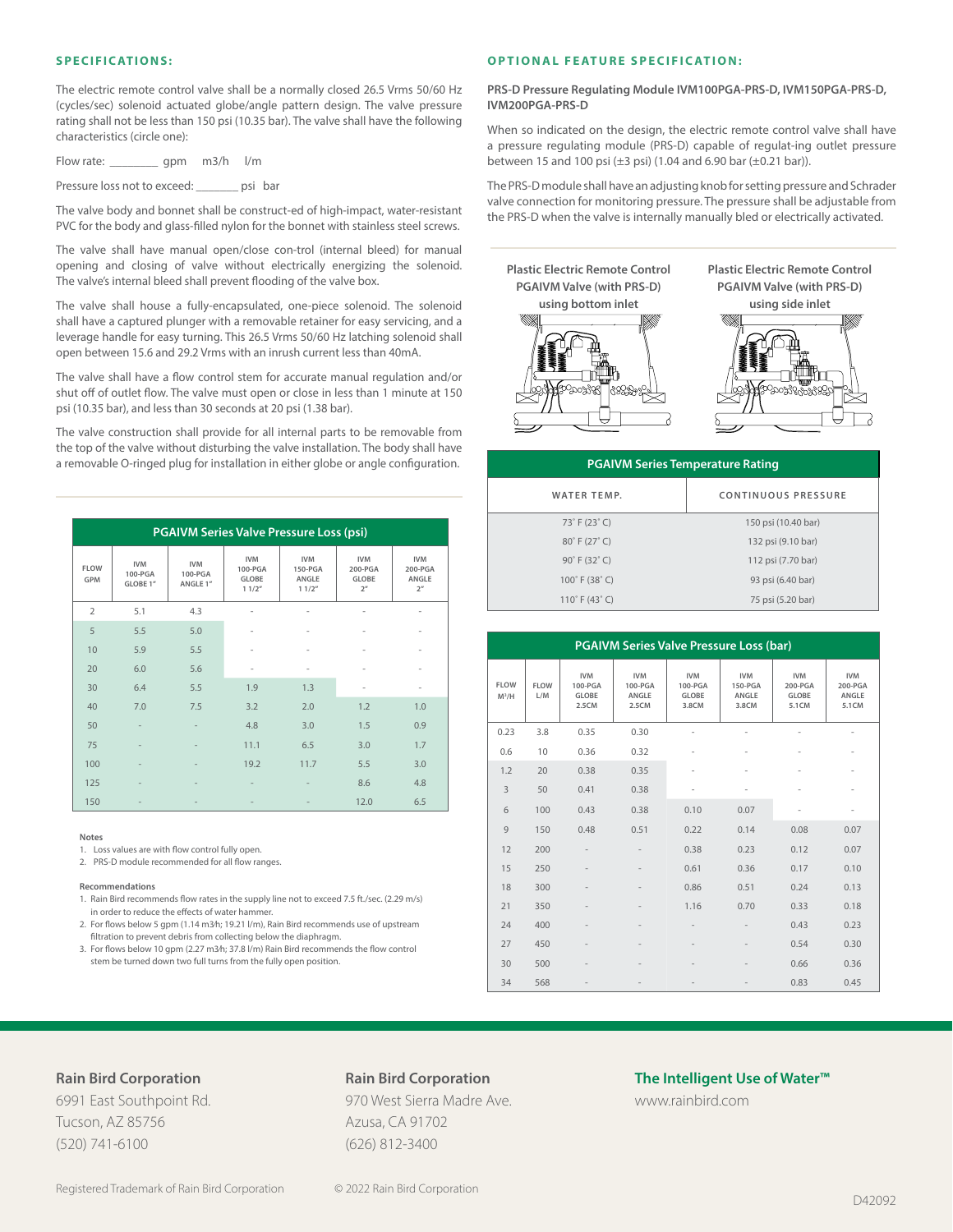## SPECIFICATIONS:

The electric remote control valve shall be a normally closed 26.5 Vrms 50/60 Hz (cycles/sec) solenoid actuated globe/angle pattern design. The valve pressure rating shall not be less than 150 psi (10.35 bar). The valve shall have the following characteristics (circle one):

Flow rate: ________ gpm m3/h l/m

Pressure loss not to exceed: _______ psi bar

The valve body and bonnet shall be construct-ed of high-impact, water-resistant PVC for the body and glass-filled nylon for the bonnet with stainless steel screws.

The valve shall have manual open/close con-trol (internal bleed) for manual opening and closing of valve without electrically energizing the solenoid. The valve's internal bleed shall prevent flooding of the valve box.

The valve shall house a fully-encapsulated, one-piece solenoid. The solenoid shall have a captured plunger with a removable retainer for easy servicing, and a leverage handle for easy turning. This 26.5 Vrms 50/60 Hz latching solenoid shall open between 15.6 and 29.2 Vrms with an inrush current less than 40mA.

The valve shall have a flow control stem for accurate manual regulation and/or shut off of outlet flow. The valve must open or close in less than 1 minute at 150 psi (10.35 bar), and less than 30 seconds at 20 psi (1.38 bar).

The valve construction shall provide for all internal parts to be removable from the top of the valve without disturbing the valve installation. The body shall have a removable O-ringed plug for installation in either globe or angle configuration.

**PGAIVM Series Valve Pressure Loss (psi)**

| FLOW GPM | IVM 100-PGA GLOBE 1" | IVM 100-PGA ANGLE 1" | IVM 100-PGA GLOBE 1 1/2" | IVM 150-PGA ANGLE 1 1/2" | IVM 200-PGA GLOBE 2" | IVM 200-PGA ANGLE 2" |
|---|---|---|---|---|---|---|
| 2 | 5.1 | 4.3 | - | - | - | - |
| 5 | 5.5 | 5.0 | - | - | - | - |
| 10 | 5.9 | 5.5 | - | - | - | - |
| 20 | 6.0 | 5.6 | - | - | - | - |
| 30 | 6.4 | 5.5 | 1.9 | 1.3 | - | - |
| 40 | 7.0 | 7.5 | 3.2 | 2.0 | 1.2 | 1.0 |
| 50 | - | - | 4.8 | 3.0 | 1.5 | 0.9 |
| 75 | - | - | 11.1 | 6.5 | 3.0 | 1.7 |
| 100 | - | - | 19.2 | 11.7 | 5.5 | 3.0 |
| 125 | - | - | - | - | 8.6 | 4.8 |
| 150 | - | - | - | - | 12.0 | 6.5 |

**Notes**

1. Loss values are with flow control fully open.
2. PRS-D module recommended for all flow ranges.

**Recommendations**

1. Rain Bird recommends flow rates in the supply line not to exceed 7.5 ft./sec. (2.29 m/s) in order to reduce the effects of water hammer.
2. For flows below 5 gpm (1.14 m3/h; 19.21 l/m), Rain Bird recommends use of upstream filtration to prevent debris from collecting below the diaphragm.
3. For flows below 10 gpm (2.27 m3/h; 37.8 l/m) Rain Bird recommends the flow control stem be turned down two full turns from the fully open position.

## OPTIONAL FEATURE SPECIFICATION:

**PRS-D Pressure Regulating Module IVM100PGA-PRS-D, IVM150PGA-PRS-D, IVM200PGA-PRS-D**

When so indicated on the design, the electric remote control valve shall have a pressure regulating module (PRS-D) capable of regulat-ing outlet pressure between 15 and 100 psi (±3 psi) (1.04 and 6.90 bar (±0.21 bar)).

The PRS-D module shall have an adjusting knob for setting pressure and Schrader valve connection for monitoring pressure. The pressure shall be adjustable from the PRS-D when the valve is internally manually bled or electrically activated.

**Plastic Electric Remote Control PGAIVM Valve (with PRS-D) using bottom inlet**

**Plastic Electric Remote Control PGAIVM Valve (with PRS-D) using side inlet**

**PGAIVM Series Temperature Rating**

| WATER TEMP. | CONTINUOUS PRESSURE |
|---|---|
| 73˚ F (23˚ C) | 150 psi (10.40 bar) |
| 80˚ F (27˚ C) | 132 psi (9.10 bar) |
| 90˚ F (32˚ C) | 112 psi (7.70 bar) |
| 100˚ F (38˚ C) | 93 psi (6.40 bar) |
| 110˚ F (43˚ C) | 75 psi (5.20 bar) |

**PGAIVM Series Valve Pressure Loss (bar)**

| FLOW $M^3/H$ | FLOW L/M | IVM 100-PGA GLOBE 2.5CM | IVM 100-PGA ANGLE 2.5CM | IVM 100-PGA GLOBE 3.8CM | IVM 150-PGA ANGLE 3.8CM | IVM 200-PGA GLOBE 5.1CM | IVM 200-PGA ANGLE 5.1CM |
|---|---|---|---|---|---|---|---|
| 0.23 | 3.8 | 0.35 | 0.30 | - | - | - | - |
| 0.6 | 10 | 0.36 | 0.32 | - | - | - | - |
| 1.2 | 20 | 0.38 | 0.35 | - | - | - | - |
| 3 | 50 | 0.41 | 0.38 | - | - | - | - |
| 6 | 100 | 0.43 | 0.38 | 0.10 | 0.07 | - | - |
| 9 | 150 | 0.48 | 0.51 | 0.22 | 0.14 | 0.08 | 0.07 |
| 12 | 200 | - | - | 0.38 | 0.23 | 0.12 | 0.07 |
| 15 | 250 | - | - | 0.61 | 0.36 | 0.17 | 0.10 |
| 18 | 300 | - | - | 0.86 | 0.51 | 0.24 | 0.13 |
| 21 | 350 | - | - | 1.16 | 0.70 | 0.33 | 0.18 |
| 24 | 400 | - | - | - | - | 0.43 | 0.23 |
| 27 | 450 | - | - | - | - | 0.54 | 0.30 |
| 30 | 500 | - | - | - | - | 0.66 | 0.36 |
| 34 | 568 | - | - | - | - | 0.83 | 0.45 |

**Rain Bird Corporation**
6991 East Southpoint Rd.
Tucson, AZ 85756
(520) 741-6100

**Rain Bird Corporation**
970 West Sierra Madre Ave.
Azusa, CA 91702
(626) 812-3400

**The Intelligent Use of Water™**
www.rainbird.com

Registered Trademark of Rain Bird Corporation

© 2022 Rain Bird Corporation

D42092